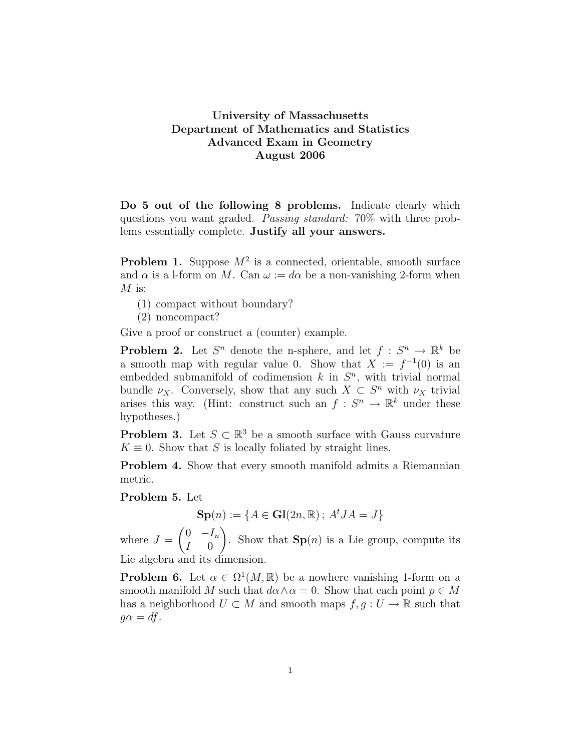**University of Massachusetts**
**Department of Mathematics and Statistics**
**Advanced Exam in Geometry**
**August 2006**

**Do 5 out of the following 8 problems.** Indicate clearly which questions you want graded. *Passing standard:* 70% with three problems essentially complete. **Justify all your answers.**

**Problem 1.** Suppose $M^2$ is a connected, orientable, smooth surface and $\alpha$ is a l-form on $M$. Can $\omega := d\alpha$ be a non-vanishing 2-form when $M$ is:

(1) compact without boundary?

(2) noncompact?

Give a proof or construct a (counter) example.

**Problem 2.** Let $S^n$ denote the n-sphere, and let $f : S^n \to \mathbb{R}^k$ be a smooth map with regular value 0. Show that $X := f^{-1}(0)$ is an embedded submanifold of codimension $k$ in $S^n$, with trivial normal bundle $\nu_X$. Conversely, show that any such $X \subset S^n$ with $\nu_X$ trivial arises this way. (Hint: construct such an $f : S^n \to \mathbb{R}^k$ under these hypotheses.)

**Problem 3.** Let $S \subset \mathbb{R}^3$ be a smooth surface with Gauss curvature $K \equiv 0$. Show that $S$ is locally foliated by straight lines.

**Problem 4.** Show that every smooth manifold admits a Riemannian metric.

**Problem 5.** Let

$$\mathbf{Sp}(n) := \{A \in \mathbf{Gl}(2n, \mathbb{R})\,;\, A^t J A = J\}$$

where $J = \begin{pmatrix} 0 & -I_n \\ I & 0 \end{pmatrix}$. Show that $\mathbf{Sp}(n)$ is a Lie group, compute its Lie algebra and its dimension.

**Problem 6.** Let $\alpha \in \Omega^1(M, \mathbb{R})$ be a nowhere vanishing 1-form on a smooth manifold $M$ such that $d\alpha \wedge \alpha = 0$. Show that each point $p \in M$ has a neighborhood $U \subset M$ and smooth maps $f, g : U \to \mathbb{R}$ such that $g\alpha = df$.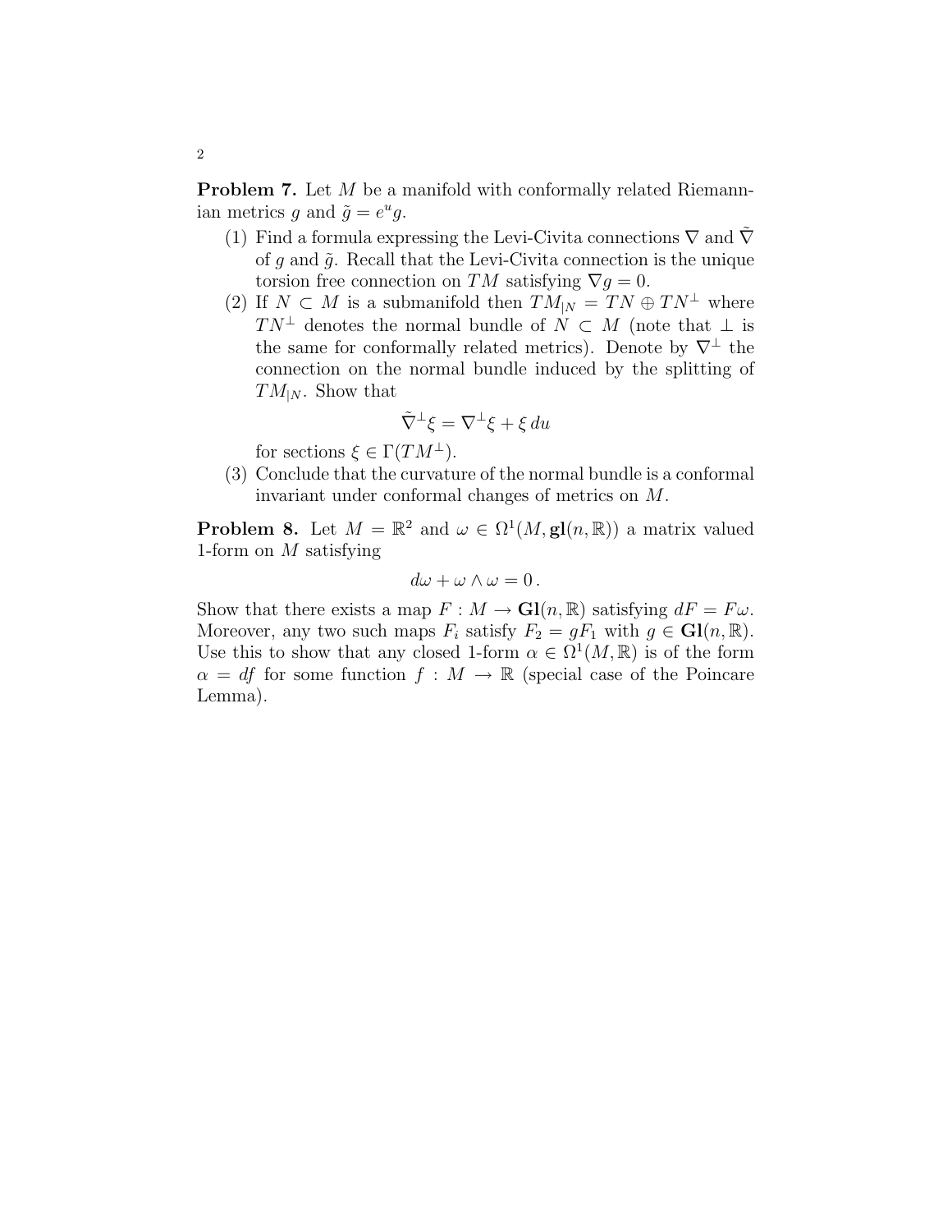**Problem 7.** Let $M$ be a manifold with conformally related Riemannian metrics $g$ and $\tilde{g} = e^u g$.

1. Find a formula expressing the Levi-Civita connections $\nabla$ and $\tilde{\nabla}$ of $g$ and $\tilde{g}$. Recall that the Levi-Civita connection is the unique torsion free connection on $TM$ satisfying $\nabla g = 0$.
2. If $N \subset M$ is a submanifold then $TM_{|N} = TN \oplus TN^{\perp}$ where $TN^{\perp}$ denotes the normal bundle of $N \subset M$ (note that $\perp$ is the same for conformally related metrics). Denote by $\nabla^{\perp}$ the connection on the normal bundle induced by the splitting of $TM_{|N}$. Show that
$$\tilde{\nabla}^{\perp} \xi = \nabla^{\perp} \xi + \xi \, du$$
for sections $\xi \in \Gamma(TM^{\perp})$.
3. Conclude that the curvature of the normal bundle is a conformal invariant under conformal changes of metrics on $M$.

**Problem 8.** Let $M = \mathbb{R}^2$ and $\omega \in \Omega^1(M, \mathbf{gl}(n, \mathbb{R}))$ a matrix valued 1-form on $M$ satisfying
$$d\omega + \omega \wedge \omega = 0 \, .$$
Show that there exists a map $F : M \to \mathbf{Gl}(n, \mathbb{R})$ satisfying $dF = F\omega$. Moreover, any two such maps $F_i$ satisfy $F_2 = gF_1$ with $g \in \mathbf{Gl}(n, \mathbb{R})$. Use this to show that any closed 1-form $\alpha \in \Omega^1(M, \mathbb{R})$ is of the form $\alpha = df$ for some function $f : M \to \mathbb{R}$ (special case of the Poincare Lemma).